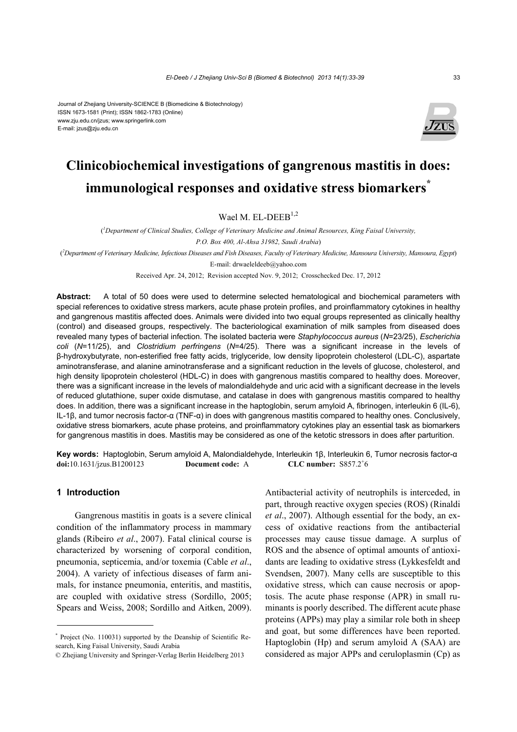Journal of Zhejiang University-SCIENCE B (Biomedicine & Biotechnology)
ISSN 1673-1581 (Print); ISSN 1862-1783 (Online)
www.zju.edu.cn/jzus; www.springerlink.com
E-mail: jzus@zju.edu.cn

# Clinicobiochemical investigations of gangrenous mastitis in does: immunological responses and oxidative stress biomarkers*

Wael M. EL-DEEB[1,2]

([1]Department of Clinical Studies, College of Veterinary Medicine and Animal Resources, King Faisal University, P.O. Box 400, Al-Ahsa 31982, Saudi Arabia)

([2]Department of Veterinary Medicine, Infectious Diseases and Fish Diseases, Faculty of Veterinary Medicine, Mansoura University, Mansoura, Egypt)

E-mail: drwaeleldeeb@yahoo.com

Received Apr. 24, 2012; Revision accepted Nov. 9, 2012; Crosschecked Dec. 17, 2012

**Abstract:** A total of 50 does were used to determine selected hematological and biochemical parameters with special references to oxidative stress markers, acute phase protein profiles, and proinflammatory cytokines in healthy and gangrenous mastitis affected does. Animals were divided into two equal groups represented as clinically healthy (control) and diseased groups, respectively. The bacteriological examination of milk samples from diseased does revealed many types of bacterial infection. The isolated bacteria were *Staphylococcus aureus* (*N*=23/25), *Escherichia coli* (*N*=11/25), and *Clostridium perfringens* (*N*=4/25). There was a significant increase in the levels of β-hydroxybutyrate, non-esterified free fatty acids, triglyceride, low density lipoprotein cholesterol (LDL-C), aspartate aminotransferase, and alanine aminotransferase and a significant reduction in the levels of glucose, cholesterol, and high density lipoprotein cholesterol (HDL-C) in does with gangrenous mastitis compared to healthy does. Moreover, there was a significant increase in the levels of malondialdehyde and uric acid with a significant decrease in the levels of reduced glutathione, super oxide dismutase, and catalase in does with gangrenous mastitis compared to healthy does. In addition, there was a significant increase in the haptoglobin, serum amyloid A, fibrinogen, interleukin 6 (IL-6), IL-1β, and tumor necrosis factor-α (TNF-α) in does with gangrenous mastitis compared to healthy ones. Conclusively, oxidative stress biomarkers, acute phase proteins, and proinflammatory cytokines play an essential task as biomarkers for gangrenous mastitis in does. Mastitis may be considered as one of the ketotic stressors in does after parturition.

**Key words:** Haptoglobin, Serum amyloid A, Malondialdehyde, Interleukin 1β, Interleukin 6, Tumor necrosis factor-α

**doi:**10.1631/jzus.B1200123 **Document code:** A **CLC number:** S857.2$^{+}$6

## 1 Introduction

Gangrenous mastitis in goats is a severe clinical condition of the inflammatory process in mammary glands (Ribeiro *et al*., 2007). Fatal clinical course is characterized by worsening of corporal condition, pneumonia, septicemia, and/or toxemia (Cable *et al*., 2004). A variety of infectious diseases of farm animals, for instance pneumonia, enteritis, and mastitis, are coupled with oxidative stress (Sordillo, 2005; Spears and Weiss, 2008; Sordillo and Aitken, 2009). Antibacterial activity of neutrophils is interceded, in part, through reactive oxygen species (ROS) (Rinaldi *et al*., 2007). Although essential for the body, an excess of oxidative reactions from the antibacterial processes may cause tissue damage. A surplus of ROS and the absence of optimal amounts of antioxidants are leading to oxidative stress (Lykkesfeldt and Svendsen, 2007). Many cells are susceptible to this oxidative stress, which can cause necrosis or apoptosis. The acute phase response (APR) in small ruminants is poorly described. The different acute phase proteins (APPs) may play a similar role both in sheep and goat, but some differences have been reported. Haptoglobin (Hp) and serum amyloid A (SAA) are considered as major APPs and ceruloplasmin (Cp) as

* Project (No. 110031) supported by the Deanship of Scientific Research, King Faisal University, Saudi Arabia

© Zhejiang University and Springer-Verlag Berlin Heidelberg 2013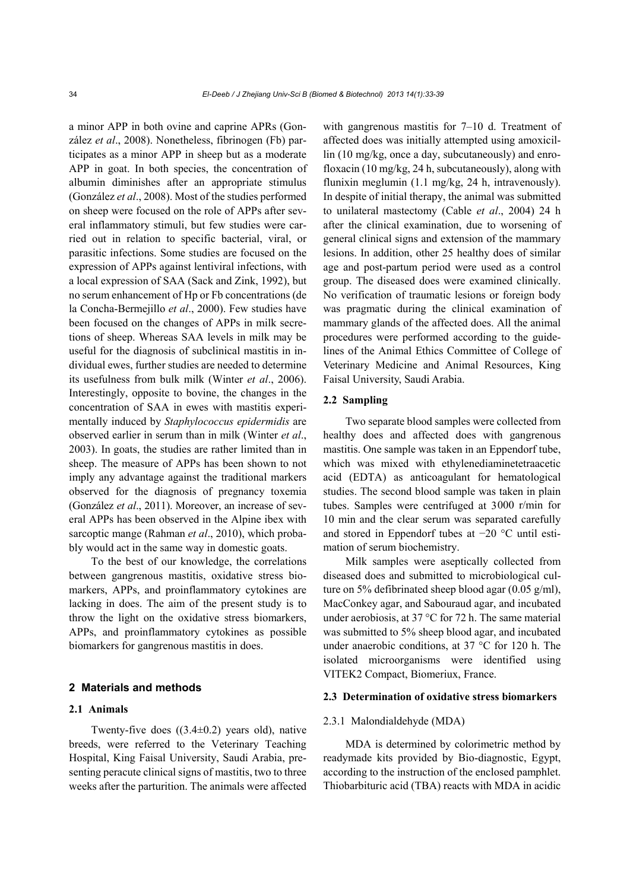a minor APP in both ovine and caprine APRs (González *et al*., 2008). Nonetheless, fibrinogen (Fb) participates as a minor APP in sheep but as a moderate APP in goat. In both species, the concentration of albumin diminishes after an appropriate stimulus (González *et al*., 2008). Most of the studies performed on sheep were focused on the role of APPs after several inflammatory stimuli, but few studies were carried out in relation to specific bacterial, viral, or parasitic infections. Some studies are focused on the expression of APPs against lentiviral infections, with a local expression of SAA (Sack and Zink, 1992), but no serum enhancement of Hp or Fb concentrations (de la Concha-Bermejillo *et al*., 2000). Few studies have been focused on the changes of APPs in milk secretions of sheep. Whereas SAA levels in milk may be useful for the diagnosis of subclinical mastitis in individual ewes, further studies are needed to determine its usefulness from bulk milk (Winter *et al*., 2006). Interestingly, opposite to bovine, the changes in the concentration of SAA in ewes with mastitis experimentally induced by *Staphylococcus epidermidis* are observed earlier in serum than in milk (Winter *et al*., 2003). In goats, the studies are rather limited than in sheep. The measure of APPs has been shown to not imply any advantage against the traditional markers observed for the diagnosis of pregnancy toxemia (González *et al*., 2011). Moreover, an increase of several APPs has been observed in the Alpine ibex with sarcoptic mange (Rahman *et al*., 2010), which probably would act in the same way in domestic goats.

To the best of our knowledge, the correlations between gangrenous mastitis, oxidative stress biomarkers, APPs, and proinflammatory cytokines are lacking in does. The aim of the present study is to throw the light on the oxidative stress biomarkers, APPs, and proinflammatory cytokines as possible biomarkers for gangrenous mastitis in does.

## 2 Materials and methods

### 2.1 Animals

Twenty-five does ((3.4±0.2) years old), native breeds, were referred to the Veterinary Teaching Hospital, King Faisal University, Saudi Arabia, presenting peracute clinical signs of mastitis, two to three weeks after the parturition. The animals were affected with gangrenous mastitis for 7–10 d. Treatment of affected does was initially attempted using amoxicillin (10 mg/kg, once a day, subcutaneously) and enrofloxacin (10 mg/kg, 24 h, subcutaneously), along with flunixin meglumin (1.1 mg/kg, 24 h, intravenously). In despite of initial therapy, the animal was submitted to unilateral mastectomy (Cable *et al*., 2004) 24 h after the clinical examination, due to worsening of general clinical signs and extension of the mammary lesions. In addition, other 25 healthy does of similar age and post-partum period were used as a control group. The diseased does were examined clinically. No verification of traumatic lesions or foreign body was pragmatic during the clinical examination of mammary glands of the affected does. All the animal procedures were performed according to the guidelines of the Animal Ethics Committee of College of Veterinary Medicine and Animal Resources, King Faisal University, Saudi Arabia.

### 2.2 Sampling

Two separate blood samples were collected from healthy does and affected does with gangrenous mastitis. One sample was taken in an Eppendorf tube, which was mixed with ethylenediaminetetraacetic acid (EDTA) as anticoagulant for hematological studies. The second blood sample was taken in plain tubes. Samples were centrifuged at 3000 r/min for 10 min and the clear serum was separated carefully and stored in Eppendorf tubes at −20 °C until estimation of serum biochemistry.

Milk samples were aseptically collected from diseased does and submitted to microbiological culture on 5% defibrinated sheep blood agar (0.05 g/ml), MacConkey agar, and Sabouraud agar, and incubated under aerobiosis, at 37 °C for 72 h. The same material was submitted to 5% sheep blood agar, and incubated under anaerobic conditions, at 37 °C for 120 h. The isolated microorganisms were identified using VITEK2 Compact, Biomeriux, France.

### 2.3 Determination of oxidative stress biomarkers

#### 2.3.1 Malondialdehyde (MDA)

MDA is determined by colorimetric method by readymade kits provided by Bio-diagnostic, Egypt, according to the instruction of the enclosed pamphlet. Thiobarbituric acid (TBA) reacts with MDA in acidic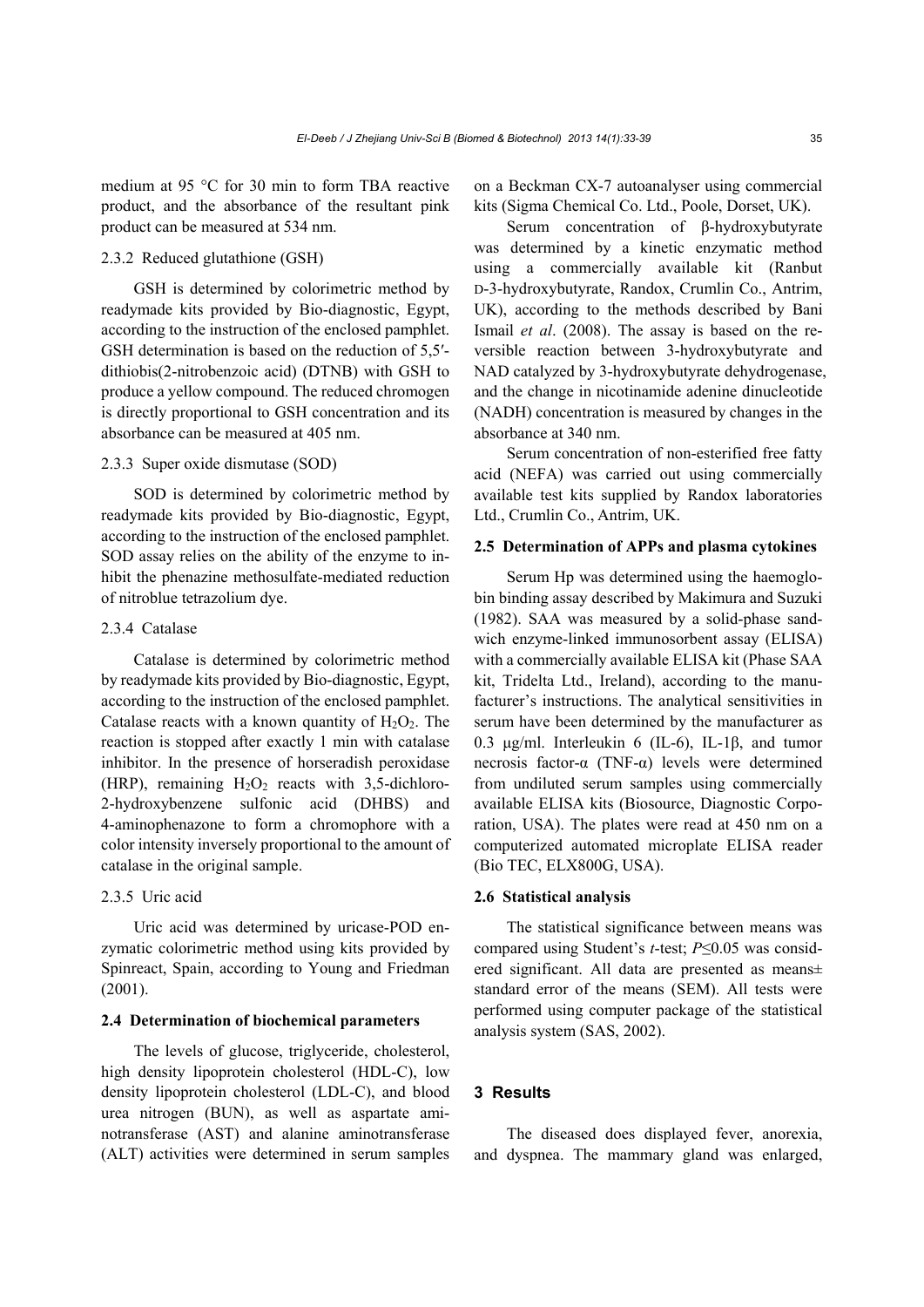medium at 95 °C for 30 min to form TBA reactive product, and the absorbance of the resultant pink product can be measured at 534 nm.

#### 2.3.2 Reduced glutathione (GSH)

GSH is determined by colorimetric method by readymade kits provided by Bio-diagnostic, Egypt, according to the instruction of the enclosed pamphlet. GSH determination is based on the reduction of 5,5′-dithiobis(2-nitrobenzoic acid) (DTNB) with GSH to produce a yellow compound. The reduced chromogen is directly proportional to GSH concentration and its absorbance can be measured at 405 nm.

#### 2.3.3 Super oxide dismutase (SOD)

SOD is determined by colorimetric method by readymade kits provided by Bio-diagnostic, Egypt, according to the instruction of the enclosed pamphlet. SOD assay relies on the ability of the enzyme to inhibit the phenazine methosulfate-mediated reduction of nitroblue tetrazolium dye.

#### 2.3.4 Catalase

Catalase is determined by colorimetric method by readymade kits provided by Bio-diagnostic, Egypt, according to the instruction of the enclosed pamphlet. Catalase reacts with a known quantity of $H_2O_2$. The reaction is stopped after exactly 1 min with catalase inhibitor. In the presence of horseradish peroxidase (HRP), remaining $H_2O_2$ reacts with 3,5-dichloro-2-hydroxybenzene sulfonic acid (DHBS) and 4-aminophenazone to form a chromophore with a color intensity inversely proportional to the amount of catalase in the original sample.

#### 2.3.5 Uric acid

Uric acid was determined by uricase-POD enzymatic colorimetric method using kits provided by Spinreact, Spain, according to Young and Friedman (2001).

### 2.4 Determination of biochemical parameters

The levels of glucose, triglyceride, cholesterol, high density lipoprotein cholesterol (HDL-C), low density lipoprotein cholesterol (LDL-C), and blood urea nitrogen (BUN), as well as aspartate aminotransferase (AST) and alanine aminotransferase (ALT) activities were determined in serum samples on a Beckman CX-7 autoanalyser using commercial kits (Sigma Chemical Co. Ltd., Poole, Dorset, UK).

Serum concentration of β-hydroxybutyrate was determined by a kinetic enzymatic method using a commercially available kit (Ranbut D-3-hydroxybutyrate, Randox, Crumlin Co., Antrim, UK), according to the methods described by Bani Ismail *et al*. (2008). The assay is based on the reversible reaction between 3-hydroxybutyrate and NAD catalyzed by 3-hydroxybutyrate dehydrogenase, and the change in nicotinamide adenine dinucleotide (NADH) concentration is measured by changes in the absorbance at 340 nm.

Serum concentration of non-esterified free fatty acid (NEFA) was carried out using commercially available test kits supplied by Randox laboratories Ltd., Crumlin Co., Antrim, UK.

### 2.5 Determination of APPs and plasma cytokines

Serum Hp was determined using the haemoglobin binding assay described by Makimura and Suzuki (1982). SAA was measured by a solid-phase sandwich enzyme-linked immunosorbent assay (ELISA) with a commercially available ELISA kit (Phase SAA kit, Tridelta Ltd., Ireland), according to the manufacturer's instructions. The analytical sensitivities in serum have been determined by the manufacturer as 0.3 μg/ml. Interleukin 6 (IL-6), IL-1β, and tumor necrosis factor-α (TNF-α) levels were determined from undiluted serum samples using commercially available ELISA kits (Biosource, Diagnostic Corporation, USA). The plates were read at 450 nm on a computerized automated microplate ELISA reader (Bio TEC, ELX800G, USA).

### 2.6 Statistical analysis

The statistical significance between means was compared using Student's *t*-test; $P \leq 0.05$ was considered significant. All data are presented as means± standard error of the means (SEM). All tests were performed using computer package of the statistical analysis system (SAS, 2002).

## 3 Results

The diseased does displayed fever, anorexia, and dyspnea. The mammary gland was enlarged,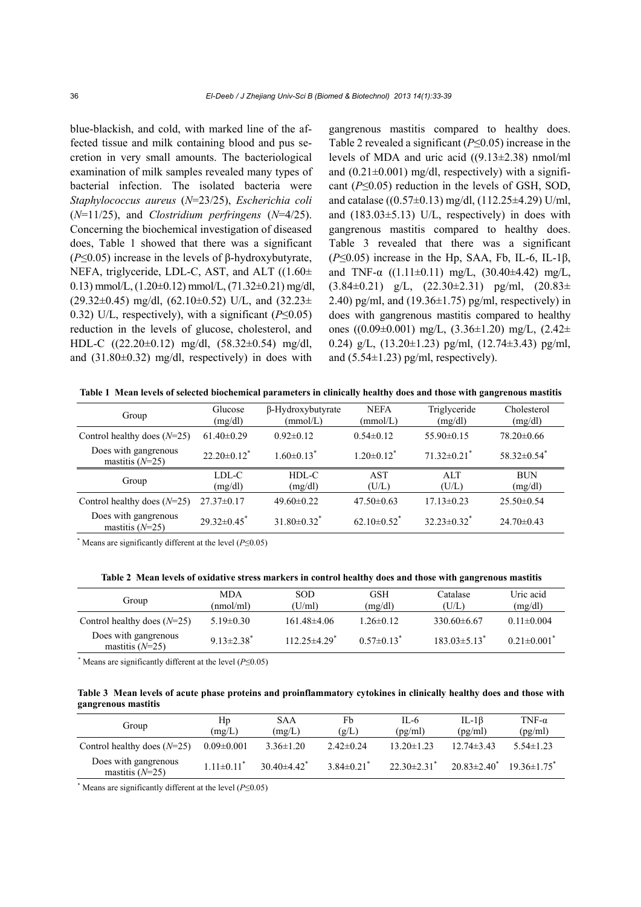blue-blackish, and cold, with marked line of the affected tissue and milk containing blood and pus secretion in very small amounts. The bacteriological examination of milk samples revealed many types of bacterial infection. The isolated bacteria were *Staphylococcus aureus* ($N$=23/25), *Escherichia coli* ($N$=11/25), and *Clostridium perfringens* ($N$=4/25). Concerning the biochemical investigation of diseased does, Table 1 showed that there was a significant ($P≤0.05$) increase in the levels of β-hydroxybutyrate, NEFA, triglyceride, LDL-C, AST, and ALT ((1.60±0.13) mmol/L, (1.20±0.12) mmol/L, (71.32±0.21) mg/dl, (29.32±0.45) mg/dl, (62.10±0.52) U/L, and (32.23±0.32) U/L, respectively), with a significant ($P≤0.05$) reduction in the levels of glucose, cholesterol, and HDL-C ((22.20±0.12) mg/dl, (58.32±0.54) mg/dl, and (31.80±0.32) mg/dl, respectively) in does with gangrenous mastitis compared to healthy does. Table 2 revealed a significant ($P≤0.05$) increase in the levels of MDA and uric acid ((9.13±2.38) nmol/ml and (0.21±0.001) mg/dl, respectively) with a significant ($P≤0.05$) reduction in the levels of GSH, SOD, and catalase ((0.57±0.13) mg/dl, (112.25±4.29) U/ml, and (183.03±5.13) U/L, respectively) in does with gangrenous mastitis compared to healthy does. Table 3 revealed that there was a significant ($P≤0.05$) increase in the Hp, SAA, Fb, IL-6, IL-1β, and TNF-α ((1.11±0.11) mg/L, (30.40±4.42) mg/L, (3.84±0.21) g/L, (22.30±2.31) pg/ml, (20.83±2.40) pg/ml, and (19.36±1.75) pg/ml, respectively) in does with gangrenous mastitis compared to healthy ones ((0.09±0.001) mg/L, (3.36±1.20) mg/L, (2.42±0.24) g/L, (13.20±1.23) pg/ml, (12.74±3.43) pg/ml, and (5.54±1.23) pg/ml, respectively).

**Table 1 Mean levels of selected biochemical parameters in clinically healthy does and those with gangrenous mastitis**

| Group | Glucose (mg/dl) | β-Hydroxybutyrate (mmol/L) | NEFA (mmol/L) | Triglyceride (mg/dl) | Cholesterol (mg/dl) |
|---|---|---|---|---|---|
| Control healthy does ($N$=25) | 61.40±0.29 | 0.92±0.12 | 0.54±0.12 | 55.90±0.15 | 78.20±0.66 |
| Does with gangrenous mastitis ($N$=25) | 22.20±0.12* | 1.60±0.13* | 1.20±0.12* | 71.32±0.21* | 58.32±0.54* |
| **Group** | **LDL-C (mg/dl)** | **HDL-C (mg/dl)** | **AST (U/L)** | **ALT (U/L)** | **BUN (mg/dl)** |
| Control healthy does ($N$=25) | 27.37±0.17 | 49.60±0.22 | 47.50±0.63 | 17.13±0.23 | 25.50±0.54 |
| Does with gangrenous mastitis ($N$=25) | 29.32±0.45* | 31.80±0.32* | 62.10±0.52* | 32.23±0.32* | 24.70±0.43 |

* Means are significantly different at the level ($P≤0.05$)

**Table 2 Mean levels of oxidative stress markers in control healthy does and those with gangrenous mastitis**

| Group | MDA (nmol/ml) | SOD (U/ml) | GSH (mg/dl) | Catalase (U/L) | Uric acid (mg/dl) |
|---|---|---|---|---|---|
| Control healthy does ($N$=25) | 5.19±0.30 | 161.48±4.06 | 1.26±0.12 | 330.60±6.67 | 0.11±0.004 |
| Does with gangrenous mastitis ($N$=25) | 9.13±2.38* | 112.25±4.29* | 0.57±0.13* | 183.03±5.13* | 0.21±0.001* |

* Means are significantly different at the level ($P≤0.05$)

**Table 3 Mean levels of acute phase proteins and proinflammatory cytokines in clinically healthy does and those with gangrenous mastitis**

| Group | Hp (mg/L) | SAA (mg/L) | Fb (g/L) | IL-6 (pg/ml) | IL-1β (pg/ml) | TNF-α (pg/ml) |
|---|---|---|---|---|---|---|
| Control healthy does ($N$=25) | 0.09±0.001 | 3.36±1.20 | 2.42±0.24 | 13.20±1.23 | 12.74±3.43 | 5.54±1.23 |
| Does with gangrenous mastitis ($N$=25) | 1.11±0.11* | 30.40±4.42* | 3.84±0.21* | 22.30±2.31* | 20.83±2.40* | 19.36±1.75* |

* Means are significantly different at the level ($P≤0.05$)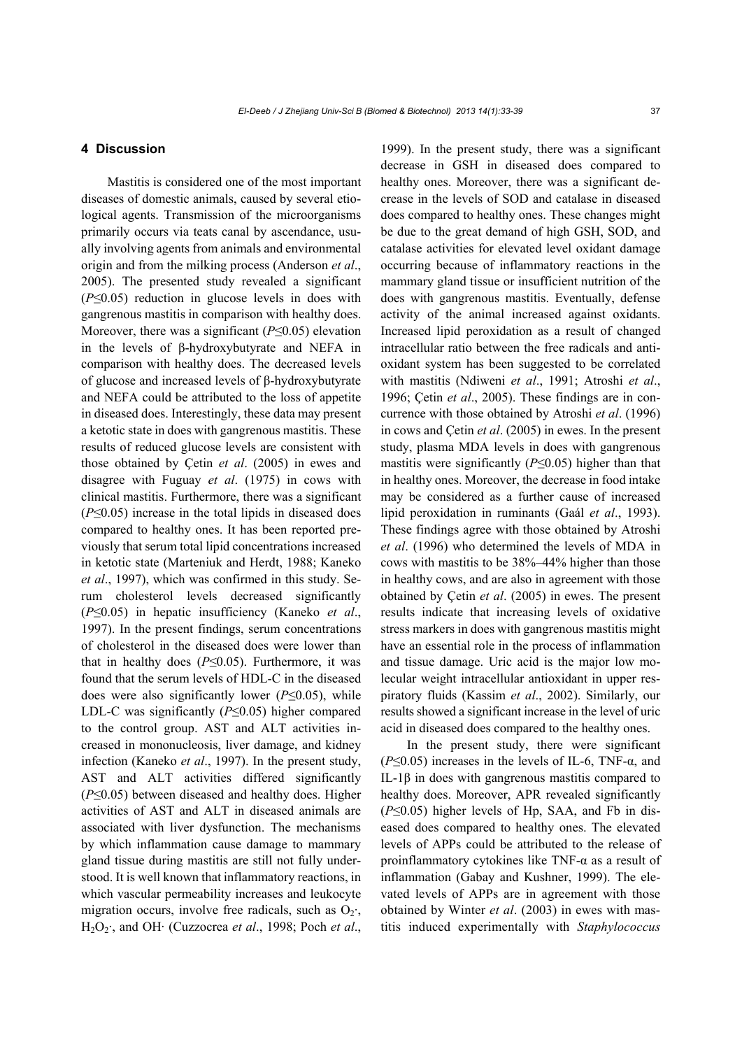## 4 Discussion

Mastitis is considered one of the most important diseases of domestic animals, caused by several etiological agents. Transmission of the microorganisms primarily occurs via teats canal by ascendance, usually involving agents from animals and environmental origin and from the milking process (Anderson *et al*., 2005). The presented study revealed a significant ($P≤0.05$) reduction in glucose levels in does with gangrenous mastitis in comparison with healthy does. Moreover, there was a significant ($P≤0.05$) elevation in the levels of β-hydroxybutyrate and NEFA in comparison with healthy does. The decreased levels of glucose and increased levels of β-hydroxybutyrate and NEFA could be attributed to the loss of appetite in diseased does. Interestingly, these data may present a ketotic state in does with gangrenous mastitis. These results of reduced glucose levels are consistent with those obtained by Çetin *et al*. (2005) in ewes and disagree with Fuguay *et al*. (1975) in cows with clinical mastitis. Furthermore, there was a significant ($P≤0.05$) increase in the total lipids in diseased does compared to healthy ones. It has been reported previously that serum total lipid concentrations increased in ketotic state (Marteniuk and Herdt, 1988; Kaneko *et al*., 1997), which was confirmed in this study. Serum cholesterol levels decreased significantly ($P≤0.05$) in hepatic insufficiency (Kaneko *et al*., 1997). In the present findings, serum concentrations of cholesterol in the diseased does were lower than that in healthy does ($P≤0.05$). Furthermore, it was found that the serum levels of HDL-C in the diseased does were also significantly lower ($P≤0.05$), while LDL-C was significantly ($P≤0.05$) higher compared to the control group. AST and ALT activities increased in mononucleosis, liver damage, and kidney infection (Kaneko *et al*., 1997). In the present study, AST and ALT activities differed significantly ($P≤0.05$) between diseased and healthy does. Higher activities of AST and ALT in diseased animals are associated with liver dysfunction. The mechanisms by which inflammation cause damage to mammary gland tissue during mastitis are still not fully understood. It is well known that inflammatory reactions, in which vascular permeability increases and leukocyte migration occurs, involve free radicals, such as $O_2\cdot$, $H_2O_2\cdot$, and OH· (Cuzzocrea *et al*., 1998; Poch *et al*., 1999). In the present study, there was a significant decrease in GSH in diseased does compared to healthy ones. Moreover, there was a significant decrease in the levels of SOD and catalase in diseased does compared to healthy ones. These changes might be due to the great demand of high GSH, SOD, and catalase activities for elevated level oxidant damage occurring because of inflammatory reactions in the mammary gland tissue or insufficient nutrition of the does with gangrenous mastitis. Eventually, defense activity of the animal increased against oxidants. Increased lipid peroxidation as a result of changed intracellular ratio between the free radicals and antioxidant system has been suggested to be correlated with mastitis (Ndiweni *et al*., 1991; Atroshi *et al*., 1996; Çetin *et al*., 2005). These findings are in concurrence with those obtained by Atroshi *et al*. (1996) in cows and Çetin *et al*. (2005) in ewes. In the present study, plasma MDA levels in does with gangrenous mastitis were significantly ($P≤0.05$) higher than that in healthy ones. Moreover, the decrease in food intake may be considered as a further cause of increased lipid peroxidation in ruminants (Gaál *et al*., 1993). These findings agree with those obtained by Atroshi *et al*. (1996) who determined the levels of MDA in cows with mastitis to be 38%–44% higher than those in healthy cows, and are also in agreement with those obtained by Çetin *et al*. (2005) in ewes. The present results indicate that increasing levels of oxidative stress markers in does with gangrenous mastitis might have an essential role in the process of inflammation and tissue damage. Uric acid is the major low molecular weight intracellular antioxidant in upper respiratory fluids (Kassim *et al*., 2002). Similarly, our results showed a significant increase in the level of uric acid in diseased does compared to the healthy ones.

In the present study, there were significant ($P≤0.05$) increases in the levels of IL-6, TNF-α, and IL-1β in does with gangrenous mastitis compared to healthy does. Moreover, APR revealed significantly ($P≤0.05$) higher levels of Hp, SAA, and Fb in diseased does compared to healthy ones. The elevated levels of APPs could be attributed to the release of proinflammatory cytokines like TNF-α as a result of inflammation (Gabay and Kushner, 1999). The elevated levels of APPs are in agreement with those obtained by Winter *et al*. (2003) in ewes with mastitis induced experimentally with *Staphylococcus*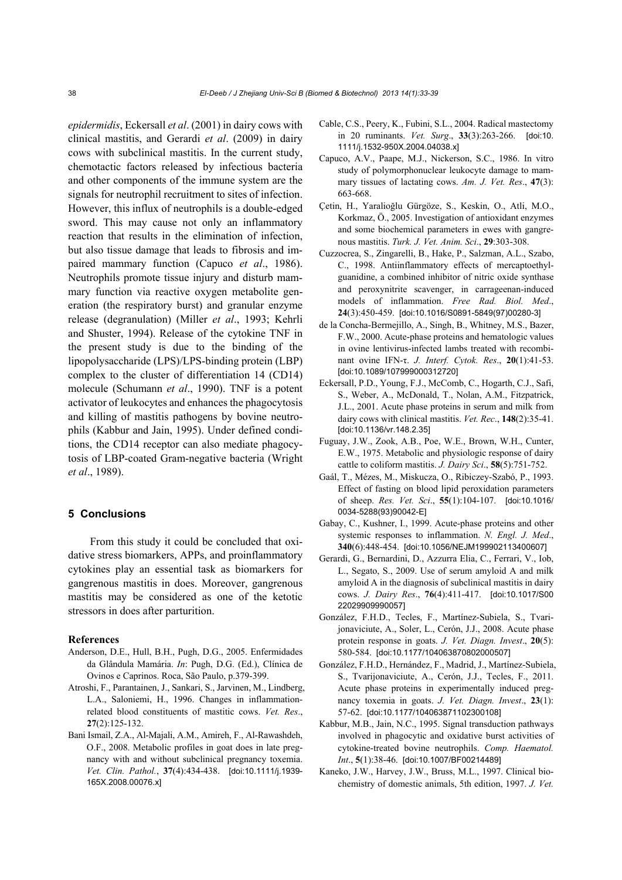*epidermidis*, Eckersall *et al*. (2001) in dairy cows with clinical mastitis, and Gerardi *et al*. (2009) in dairy cows with subclinical mastitis. In the current study, chemotactic factors released by infectious bacteria and other components of the immune system are the signals for neutrophil recruitment to sites of infection. However, this influx of neutrophils is a double-edged sword. This may cause not only an inflammatory reaction that results in the elimination of infection, but also tissue damage that leads to fibrosis and impaired mammary function (Capuco *et al*., 1986). Neutrophils promote tissue injury and disturb mammary function via reactive oxygen metabolite generation (the respiratory burst) and granular enzyme release (degranulation) (Miller *et al*., 1993; Kehrli and Shuster, 1994). Release of the cytokine TNF in the present study is due to the binding of the lipopolysaccharide (LPS)/LPS-binding protein (LBP) complex to the cluster of differentiation 14 (CD14) molecule (Schumann *et al*., 1990). TNF is a potent activator of leukocytes and enhances the phagocytosis and killing of mastitis pathogens by bovine neutrophils (Kabbur and Jain, 1995). Under defined conditions, the CD14 receptor can also mediate phagocytosis of LBP-coated Gram-negative bacteria (Wright *et al*., 1989).

## 5 Conclusions

From this study it could be concluded that oxidative stress biomarkers, APPs, and proinflammatory cytokines play an essential task as biomarkers for gangrenous mastitis in does. Moreover, gangrenous mastitis may be considered as one of the ketotic stressors in does after parturition.

### References

Anderson, D.E., Hull, B.H., Pugh, D.G., 2005. Enfermidades da Glândula Mamária. *In*: Pugh, D.G. (Ed.), Clínica de Ovinos e Caprinos. Roca, São Paulo, p.379-399.

Atroshi, F., Parantainen, J., Sankari, S., Jarvinen, M., Lindberg, L.A., Saloniemi, H., 1996. Changes in inflammation-related blood constituents of mastitic cows. *Vet. Res*., **27**(2):125-132.

Bani Ismail, Z.A., Al-Majali, A.M., Amireh, F., Al-Rawashdeh, O.F., 2008. Metabolic profiles in goat does in late pregnancy with and without subclinical pregnancy toxemia. *Vet. Clin. Pathol.*, **37**(4):434-438. [doi:10.1111/j.1939-165X.2008.00076.x]

Cable, C.S., Peery, K., Fubini, S.L., 2004. Radical mastectomy in 20 ruminants. *Vet. Surg*., **33**(3):263-266. [doi:10.1111/j.1532-950X.2004.04038.x]

Capuco, A.V., Paape, M.J., Nickerson, S.C., 1986. In vitro study of polymorphonuclear leukocyte damage to mammary tissues of lactating cows. *Am. J. Vet. Res*., **47**(3):663-668.

Çetin, H., Yaralioğlu Gürgöze, S., Keskin, O., Atli, M.O., Korkmaz, Ö., 2005. Investigation of antioxidant enzymes and some biochemical parameters in ewes with gangrenous mastitis. *Turk. J. Vet. Anim. Sci*., **29**:303-308.

Cuzzocrea, S., Zingarelli, B., Hake, P., Salzman, A.L., Szabo, C., 1998. Antiinflammatory effects of mercaptoethylguanidine, a combined inhibitor of nitric oxide synthase and peroxynitrite scavenger, in carrageenan-induced models of inflammation. *Free Rad. Biol. Med*., **24**(3):450-459. [doi:10.1016/S0891-5849(97)00280-3]

de la Concha-Bermejillo, A., Singh, B., Whitney, M.S., Bazer, F.W., 2000. Acute-phase proteins and hematologic values in ovine lentivirus-infected lambs treated with recombinant ovine IFN-τ. *J. Interf. Cytok. Res*., **20**(1):41-53. [doi:10.1089/107999000312720]

Eckersall, P.D., Young, F.J., McComb, C., Hogarth, C.J., Safi, S., Weber, A., McDonald, T., Nolan, A.M., Fitzpatrick, J.L., 2001. Acute phase proteins in serum and milk from dairy cows with clinical mastitis. *Vet. Rec*., **148**(2):35-41. [doi:10.1136/vr.148.2.35]

Fuguay, J.W., Zook, A.B., Poe, W.E., Brown, W.H., Cunter, E.W., 1975. Metabolic and physiologic response of dairy cattle to coliform mastitis. *J. Dairy Sci*., **58**(5):751-752.

Gaál, T., Mézes, M., Miskucza, O., Ribiczey-Szabó, P., 1993. Effect of fasting on blood lipid peroxidation parameters of sheep. *Res. Vet. Sci*., **55**(1):104-107. [doi:10.1016/0034-5288(93)90042-E]

Gabay, C., Kushner, I., 1999. Acute-phase proteins and other systemic responses to inflammation. *N. Engl. J. Med*., **340**(6):448-454. [doi:10.1056/NEJM199902113400607]

Gerardi, G., Bernardini, D., Azzurra Elia, C., Ferrari, V., Iob, L., Segato, S., 2009. Use of serum amyloid A and milk amyloid A in the diagnosis of subclinical mastitis in dairy cows. *J. Dairy Res*., **76**(4):411-417. [doi:10.1017/S0022029909990057]

González, F.H.D., Tecles, F., Martínez-Subiela, S., Tvarijonaviciute, A., Soler, L., Cerón, J.J., 2008. Acute phase protein response in goats. *J. Vet. Diagn. Invest*., **20**(5):580-584. [doi:10.1177/104063870802000507]

González, F.H.D., Hernández, F., Madrid, J., Martínez-Subiela, S., Tvarijonaviciute, A., Cerón, J.J., Tecles, F., 2011. Acute phase proteins in experimentally induced pregnancy toxemia in goats. *J. Vet. Diagn. Invest*., **23**(1):57-62. [doi:10.1177/104063871102300108]

Kabbur, M.B., Jain, N.C., 1995. Signal transduction pathways involved in phagocytic and oxidative burst activities of cytokine-treated bovine neutrophils. *Comp. Haematol. Int*., **5**(1):38-46. [doi:10.1007/BF00214489]

Kaneko, J.W., Harvey, J.W., Bruss, M.L., 1997. Clinical biochemistry of domestic animals, 5th edition, 1997. *J. Vet.*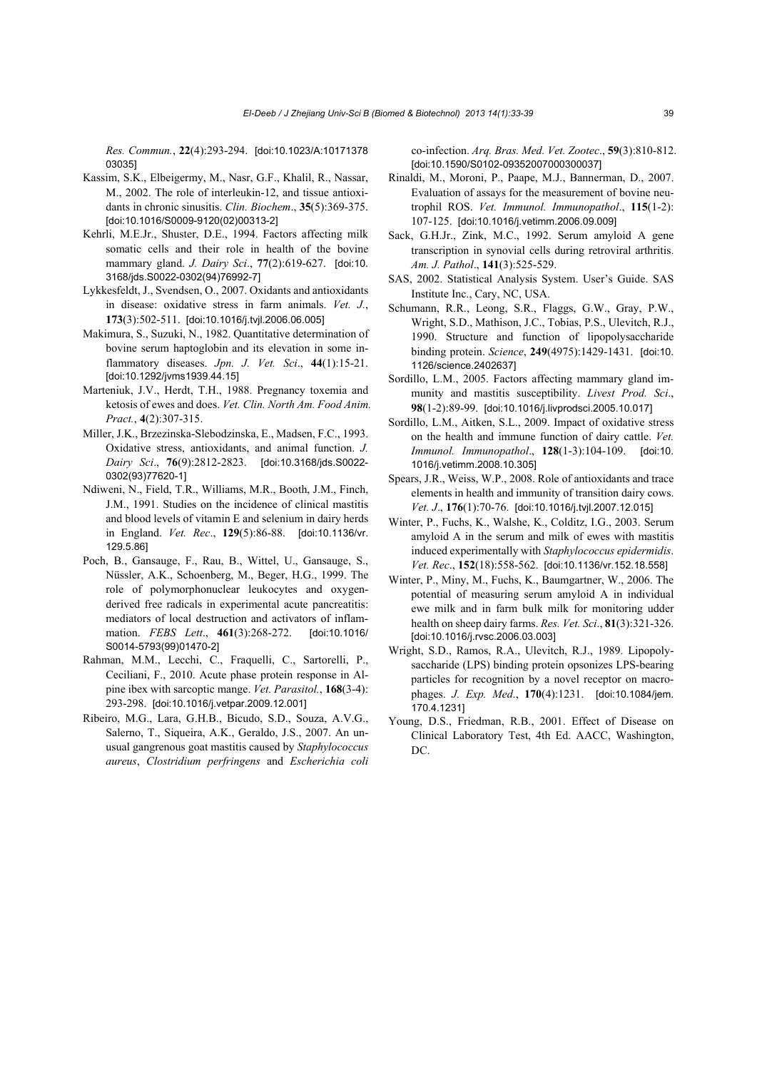*Res. Commun.*, **22**(4):293-294. [doi:10.1023/A:1017137803035]

Kassim, S.K., Elbeigermy, M., Nasr, G.F., Khalil, R., Nassar, M., 2002. The role of interleukin-12, and tissue antioxidants in chronic sinusitis. *Clin. Biochem*., **35**(5):369-375. [doi:10.1016/S0009-9120(02)00313-2]

Kehrli, M.E.Jr., Shuster, D.E., 1994. Factors affecting milk somatic cells and their role in health of the bovine mammary gland. *J. Dairy Sci*., **77**(2):619-627. [doi:10.3168/jds.S0022-0302(94)76992-7]

Lykkesfeldt, J., Svendsen, O., 2007. Oxidants and antioxidants in disease: oxidative stress in farm animals. *Vet. J.*, **173**(3):502-511. [doi:10.1016/j.tvjl.2006.06.005]

Makimura, S., Suzuki, N., 1982. Quantitative determination of bovine serum haptoglobin and its elevation in some inflammatory diseases. *Jpn. J. Vet. Sci*., **44**(1):15-21. [doi:10.1292/jvms1939.44.15]

Marteniuk, J.V., Herdt, T.H., 1988. Pregnancy toxemia and ketosis of ewes and does. *Vet. Clin. North Am. Food Anim. Pract.*, **4**(2):307-315.

Miller, J.K., Brzezinska-Slebodzinska, E., Madsen, F.C., 1993. Oxidative stress, antioxidants, and animal function. *J. Dairy Sci*., **76**(9):2812-2823. [doi:10.3168/jds.S0022-0302(93)77620-1]

Ndiweni, N., Field, T.R., Williams, M.R., Booth, J.M., Finch, J.M., 1991. Studies on the incidence of clinical mastitis and blood levels of vitamin E and selenium in dairy herds in England. *Vet. Rec*., **129**(5):86-88. [doi:10.1136/vr.129.5.86]

Poch, B., Gansauge, F., Rau, B., Wittel, U., Gansauge, S., Nüssler, A.K., Schoenberg, M., Beger, H.G., 1999. The role of polymorphonuclear leukocytes and oxygen-derived free radicals in experimental acute pancreatitis: mediators of local destruction and activators of inflammation. *FEBS Lett*., **461**(3):268-272. [doi:10.1016/S0014-5793(99)01470-2]

Rahman, M.M., Lecchi, C., Fraquelli, C., Sartorelli, P., Ceciliani, F., 2010. Acute phase protein response in Alpine ibex with sarcoptic mange. *Vet. Parasitol.*, **168**(3-4):293-298. [doi:10.1016/j.vetpar.2009.12.001]

Ribeiro, M.G., Lara, G.H.B., Bicudo, S.D., Souza, A.V.G., Salerno, T., Siqueira, A.K., Geraldo, J.S., 2007. An unusual gangrenous goat mastitis caused by *Staphylococcus aureus*, *Clostridium perfringens* and *Escherichia coli* co-infection. *Arq. Bras. Med. Vet. Zootec*., **59**(3):810-812. [doi:10.1590/S0102-09352007000300037]

Rinaldi, M., Moroni, P., Paape, M.J., Bannerman, D., 2007. Evaluation of assays for the measurement of bovine neutrophil ROS. *Vet. Immunol. Immunopathol*., **115**(1-2):107-125. [doi:10.1016/j.vetimm.2006.09.009]

Sack, G.H.Jr., Zink, M.C., 1992. Serum amyloid A gene transcription in synovial cells during retroviral arthritis. *Am. J. Pathol*., **141**(3):525-529.

SAS, 2002. Statistical Analysis System. User's Guide. SAS Institute Inc., Cary, NC, USA.

Schumann, R.R., Leong, S.R., Flaggs, G.W., Gray, P.W., Wright, S.D., Mathison, J.C., Tobias, P.S., Ulevitch, R.J., 1990. Structure and function of lipopolysaccharide binding protein. *Science*, **249**(4975):1429-1431. [doi:10.1126/science.2402637]

Sordillo, L.M., 2005. Factors affecting mammary gland immunity and mastitis susceptibility. *Livest Prod. Sci*., **98**(1-2):89-99. [doi:10.1016/j.livprodsci.2005.10.017]

Sordillo, L.M., Aitken, S.L., 2009. Impact of oxidative stress on the health and immune function of dairy cattle. *Vet. Immunol. Immunopathol*., **128**(1-3):104-109. [doi:10.1016/j.vetimm.2008.10.305]

Spears, J.R., Weiss, W.P., 2008. Role of antioxidants and trace elements in health and immunity of transition dairy cows. *Vet. J*., **176**(1):70-76. [doi:10.1016/j.tvjl.2007.12.015]

Winter, P., Fuchs, K., Walshe, K., Colditz, I.G., 2003. Serum amyloid A in the serum and milk of ewes with mastitis induced experimentally with *Staphylococcus epidermidis*. *Vet. Rec*., **152**(18):558-562. [doi:10.1136/vr.152.18.558]

Winter, P., Miny, M., Fuchs, K., Baumgartner, W., 2006. The potential of measuring serum amyloid A in individual ewe milk and in farm bulk milk for monitoring udder health on sheep dairy farms. *Res. Vet. Sci*., **81**(3):321-326. [doi:10.1016/j.rvsc.2006.03.003]

Wright, S.D., Ramos, R.A., Ulevitch, R.J., 1989. Lipopolysaccharide (LPS) binding protein opsonizes LPS-bearing particles for recognition by a novel receptor on macrophages. *J. Exp. Med*., **170**(4):1231. [doi:10.1084/jem.170.4.1231]

Young, D.S., Friedman, R.B., 2001. Effect of Disease on Clinical Laboratory Test, 4th Ed. AACC, Washington, DC.